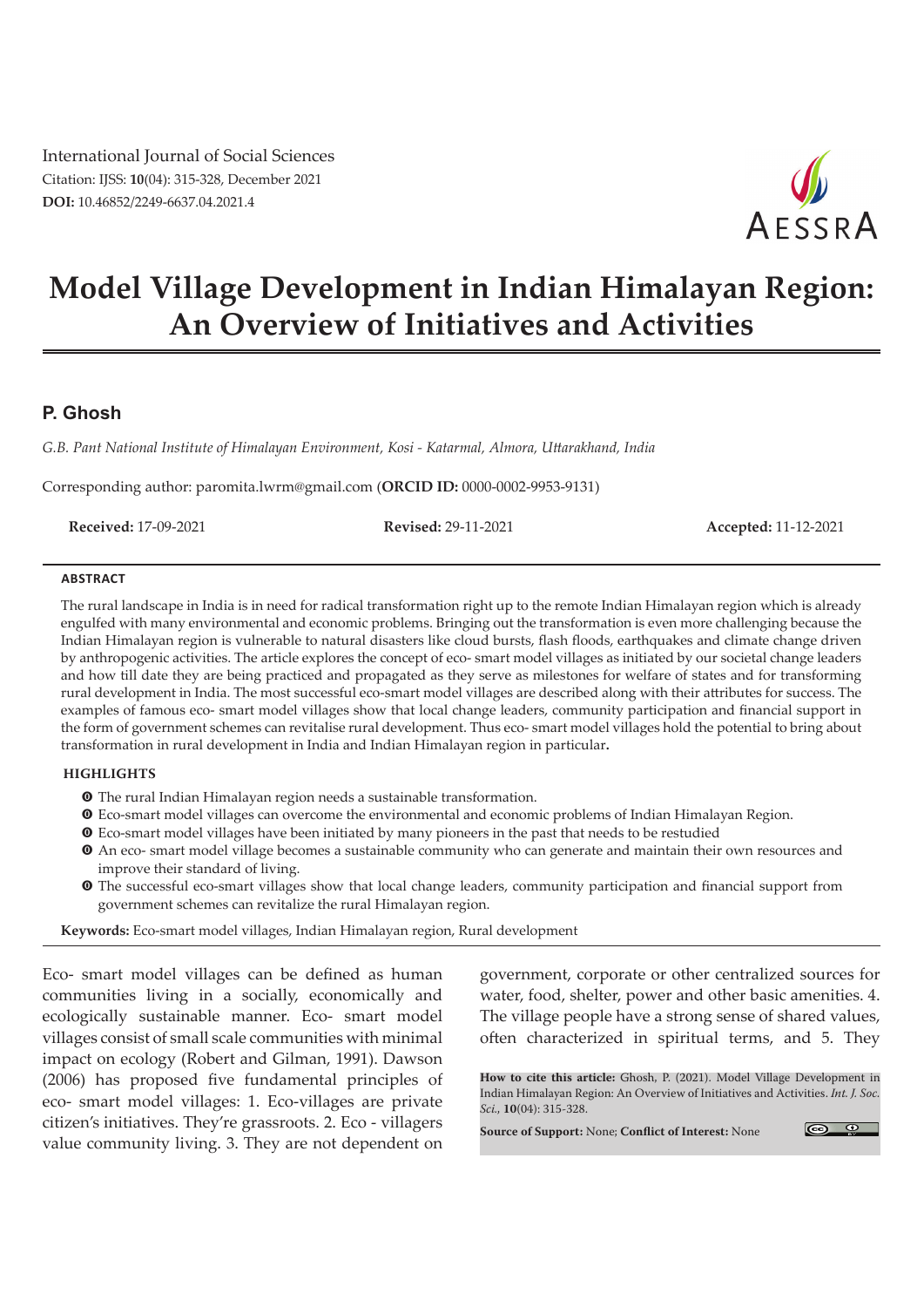International Journal of Social Sciences
Citation: IJSS: **10**(04): 315-328, December 2021
**DOI:** 10.46852/2249-6637.04.2021.4

# Model Village Development in Indian Himalayan Region: An Overview of Initiatives and Activities

## P. Ghosh

*G.B. Pant National Institute of Himalayan Environment, Kosi - Katarmal, Almora, Uttarakhand, India*

Corresponding author: paromita.lwrm@gmail.com (**ORCID ID:** 0000-0002-9953-9131)

**Received:** 17-09-2021 **Revised:** 29-11-2021 **Accepted:** 11-12-2021

### ABSTRACT

The rural landscape in India is in need for radical transformation right up to the remote Indian Himalayan region which is already engulfed with many environmental and economic problems. Bringing out the transformation is even more challenging because the Indian Himalayan region is vulnerable to natural disasters like cloud bursts, flash floods, earthquakes and climate change driven by anthropogenic activities. The article explores the concept of eco- smart model villages as initiated by our societal change leaders and how till date they are being practiced and propagated as they serve as milestones for welfare of states and for transforming rural development in India. The most successful eco-smart model villages are described along with their attributes for success. The examples of famous eco- smart model villages show that local change leaders, community participation and financial support in the form of government schemes can revitalise rural development. Thus eco- smart model villages hold the potential to bring about transformation in rural development in India and Indian Himalayan region in particular**.**

### HIGHLIGHTS

- The rural Indian Himalayan region needs a sustainable transformation.
- Eco-smart model villages can overcome the environmental and economic problems of Indian Himalayan Region.
- Eco-smart model villages have been initiated by many pioneers in the past that needs to be restudied
- An eco- smart model village becomes a sustainable community who can generate and maintain their own resources and improve their standard of living.
- The successful eco-smart villages show that local change leaders, community participation and financial support from government schemes can revitalize the rural Himalayan region.

**Keywords:** Eco-smart model villages, Indian Himalayan region, Rural development

Eco- smart model villages can be defined as human communities living in a socially, economically and ecologically sustainable manner. Eco- smart model villages consist of small scale communities with minimal impact on ecology (Robert and Gilman, 1991). Dawson (2006) has proposed five fundamental principles of eco- smart model villages: 1. Eco-villages are private citizen's initiatives. They're grassroots. 2. Eco - villagers value community living. 3. They are not dependent on government, corporate or other centralized sources for water, food, shelter, power and other basic amenities. 4. The village people have a strong sense of shared values, often characterized in spiritual terms, and 5. They

**How to cite this article:** Ghosh, P. (2021). Model Village Development in Indian Himalayan Region: An Overview of Initiatives and Activities. *Int. J. Soc. Sci.*, **10**(04): 315-328.

**Source of Support:** None; **Conflict of Interest:** None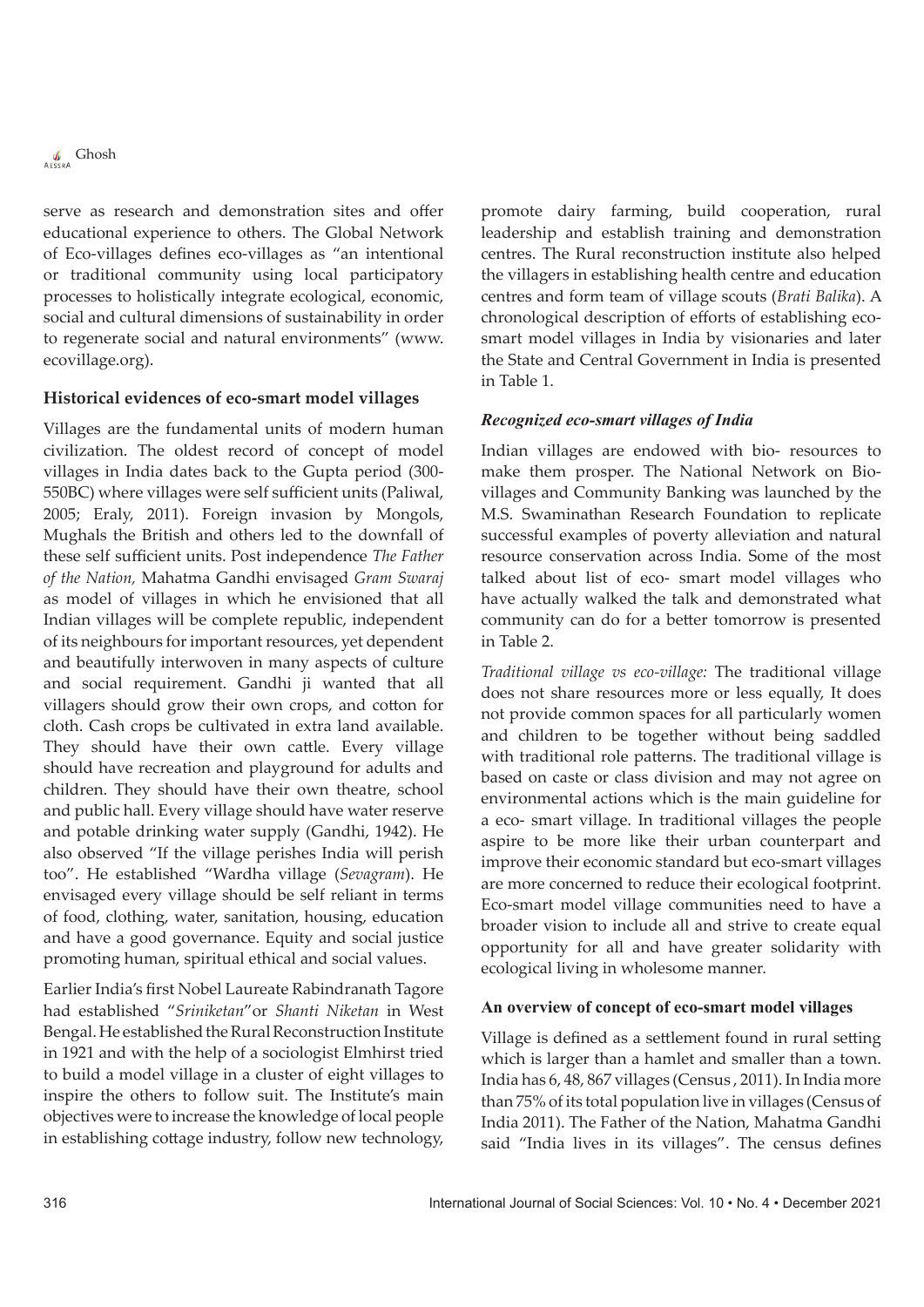serve as research and demonstration sites and offer educational experience to others. The Global Network of Eco-villages defines eco-villages as "an intentional or traditional community using local participatory processes to holistically integrate ecological, economic, social and cultural dimensions of sustainability in order to regenerate social and natural environments" (www.ecovillage.org).

## Historical evidences of eco-smart model villages

Villages are the fundamental units of modern human civilization. The oldest record of concept of model villages in India dates back to the Gupta period (300-550BC) where villages were self sufficient units (Paliwal, 2005; Eraly, 2011). Foreign invasion by Mongols, Mughals the British and others led to the downfall of these self sufficient units. Post independence *The Father of the Nation,* Mahatma Gandhi envisaged *Gram Swaraj* as model of villages in which he envisioned that all Indian villages will be complete republic, independent of its neighbours for important resources, yet dependent and beautifully interwoven in many aspects of culture and social requirement. Gandhi ji wanted that all villagers should grow their own crops, and cotton for cloth. Cash crops be cultivated in extra land available. They should have their own cattle. Every village should have recreation and playground for adults and children. They should have their own theatre, school and public hall. Every village should have water reserve and potable drinking water supply (Gandhi, 1942). He also observed "If the village perishes India will perish too". He established "Wardha village (*Sevagram*). He envisaged every village should be self reliant in terms of food, clothing, water, sanitation, housing, education and have a good governance. Equity and social justice promoting human, spiritual ethical and social values.

Earlier India's first Nobel Laureate Rabindranath Tagore had established "*Sriniketan*"or *Shanti Niketan* in West Bengal. He established the Rural Reconstruction Institute in 1921 and with the help of a sociologist Elmhirst tried to build a model village in a cluster of eight villages to inspire the others to follow suit. The Institute's main objectives were to increase the knowledge of local people in establishing cottage industry, follow new technology, promote dairy farming, build cooperation, rural leadership and establish training and demonstration centres. The Rural reconstruction institute also helped the villagers in establishing health centre and education centres and form team of village scouts (*Brati Balika*). A chronological description of efforts of establishing eco-smart model villages in India by visionaries and later the State and Central Government in India is presented in Table 1.

### *Recognized eco-smart villages of India*

Indian villages are endowed with bio- resources to make them prosper. The National Network on Bio-villages and Community Banking was launched by the M.S. Swaminathan Research Foundation to replicate successful examples of poverty alleviation and natural resource conservation across India. Some of the most talked about list of eco- smart model villages who have actually walked the talk and demonstrated what community can do for a better tomorrow is presented in Table 2.

*Traditional village vs eco-village:* The traditional village does not share resources more or less equally, It does not provide common spaces for all particularly women and children to be together without being saddled with traditional role patterns. The traditional village is based on caste or class division and may not agree on environmental actions which is the main guideline for a eco- smart village. In traditional villages the people aspire to be more like their urban counterpart and improve their economic standard but eco-smart villages are more concerned to reduce their ecological footprint. Eco-smart model village communities need to have a broader vision to include all and strive to create equal opportunity for all and have greater solidarity with ecological living in wholesome manner.

## An overview of concept of eco-smart model villages

Village is defined as a settlement found in rural setting which is larger than a hamlet and smaller than a town. India has 6, 48, 867 villages (Census , 2011). In India more than 75% of its total population live in villages (Census of India 2011). The Father of the Nation, Mahatma Gandhi said "India lives in its villages". The census defines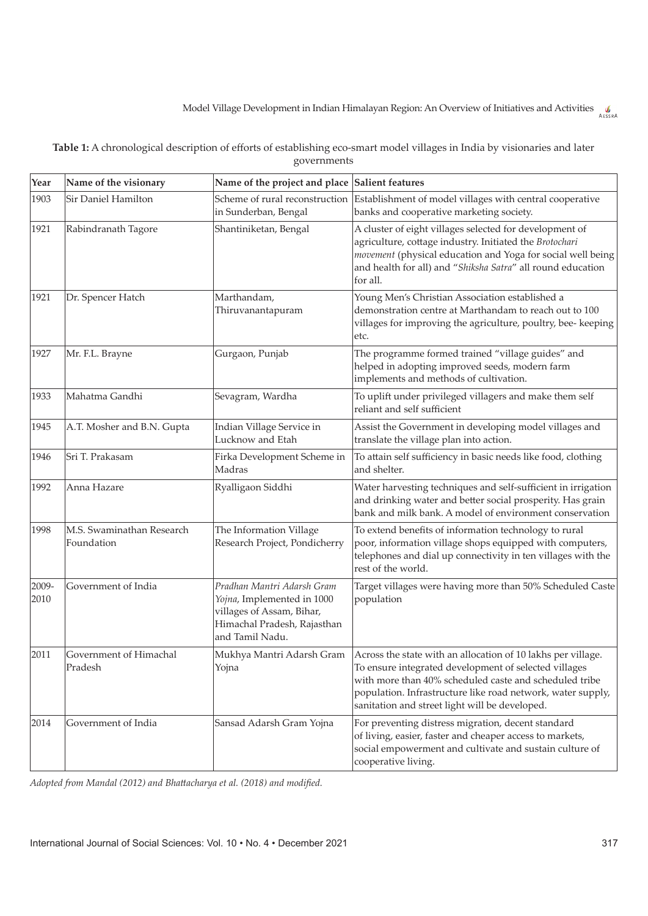**Table 1:** A chronological description of efforts of establishing eco-smart model villages in India by visionaries and later governments

| Year | Name of the visionary | Name of the project and place | Salient features |
|---|---|---|---|
| 1903 | Sir Daniel Hamilton | Scheme of rural reconstruction in Sunderban, Bengal | Establishment of model villages with central cooperative banks and cooperative marketing society. |
| 1921 | Rabindranath Tagore | Shantiniketan, Bengal | A cluster of eight villages selected for development of agriculture, cottage industry. Initiated the *Brotochari movement* (physical education and Yoga for social well being and health for all) and "*Shiksha Satra*" all round education for all. |
| 1921 | Dr. Spencer Hatch | Marthandam, Thiruvanantapuram | Young Men's Christian Association established a demonstration centre at Marthandam to reach out to 100 villages for improving the agriculture, poultry, bee- keeping etc. |
| 1927 | Mr. F.L. Brayne | Gurgaon, Punjab | The programme formed trained "village guides" and helped in adopting improved seeds, modern farm implements and methods of cultivation. |
| 1933 | Mahatma Gandhi | Sevagram, Wardha | To uplift under privileged villagers and make them self reliant and self sufficient |
| 1945 | A.T. Mosher and B.N. Gupta | Indian Village Service in Lucknow and Etah | Assist the Government in developing model villages and translate the village plan into action. |
| 1946 | Sri T. Prakasam | Firka Development Scheme in Madras | To attain self sufficiency in basic needs like food, clothing and shelter. |
| 1992 | Anna Hazare | Ryalligaon Siddhi | Water harvesting techniques and self-sufficient in irrigation and drinking water and better social prosperity. Has grain bank and milk bank. A model of environment conservation |
| 1998 | M.S. Swaminathan Research Foundation | The Information Village Research Project, Pondicherry | To extend benefits of information technology to rural poor, information village shops equipped with computers, telephones and dial up connectivity in ten villages with the rest of the world. |
| 2009-2010 | Government of India | *Pradhan Mantri Adarsh Gram Yojna*, Implemented in 1000 villages of Assam, Bihar, Himachal Pradesh, Rajasthan and Tamil Nadu. | Target villages were having more than 50% Scheduled Caste population |
| 2011 | Government of Himachal Pradesh | Mukhya Mantri Adarsh Gram Yojna | Across the state with an allocation of 10 lakhs per village. To ensure integrated development of selected villages with more than 40% scheduled caste and scheduled tribe population. Infrastructure like road network, water supply, sanitation and street light will be developed. |
| 2014 | Government of India | Sansad Adarsh Gram Yojna | For preventing distress migration, decent standard of living, easier, faster and cheaper access to markets, social empowerment and cultivate and sustain culture of cooperative living. |

*Adopted from Mandal (2012) and Bhattacharya et al. (2018) and modified.*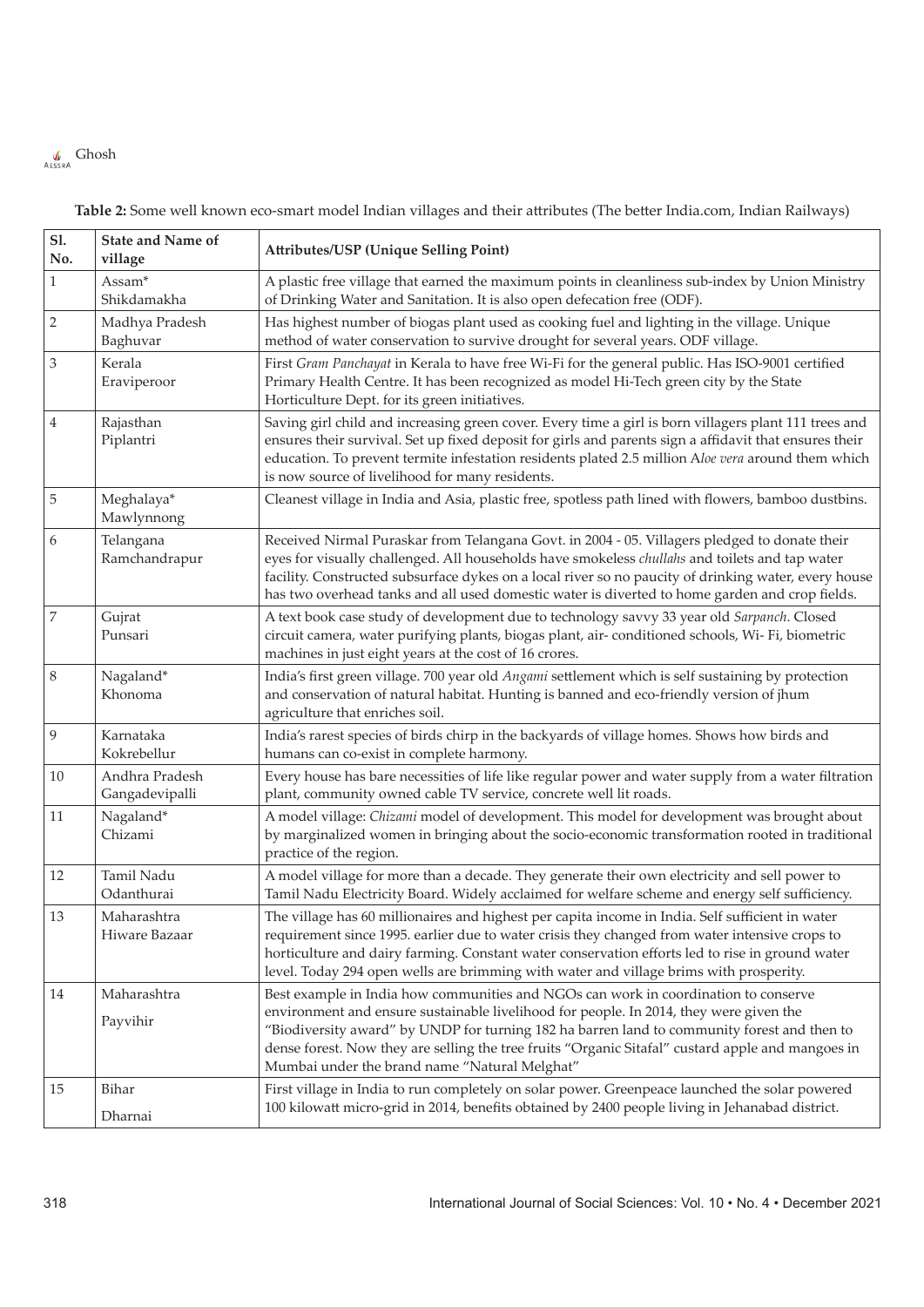**Table 2:** Some well known eco-smart model Indian villages and their attributes (The better India.com, Indian Railways)

| Sl. No. | State and Name of village | Attributes/USP (Unique Selling Point) |
|---|---|---|
| 1 | Assam* Shikdamakha | A plastic free village that earned the maximum points in cleanliness sub-index by Union Ministry of Drinking Water and Sanitation. It is also open defecation free (ODF). |
| 2 | Madhya Pradesh Baghuvar | Has highest number of biogas plant used as cooking fuel and lighting in the village. Unique method of water conservation to survive drought for several years. ODF village. |
| 3 | Kerala Eraviperoor | First *Gram Panchayat* in Kerala to have free Wi-Fi for the general public. Has ISO-9001 certified Primary Health Centre. It has been recognized as model Hi-Tech green city by the State Horticulture Dept. for its green initiatives. |
| 4 | Rajasthan Piplantri | Saving girl child and increasing green cover. Every time a girl is born villagers plant 111 trees and ensures their survival. Set up fixed deposit for girls and parents sign a affidavit that ensures their education. To prevent termite infestation residents plated 2.5 million A*loe vera* around them which is now source of livelihood for many residents. |
| 5 | Meghalaya* Mawlynnong | Cleanest village in India and Asia, plastic free, spotless path lined with flowers, bamboo dustbins. |
| 6 | Telangana Ramchandrapur | Received Nirmal Puraskar from Telangana Govt. in 2004 - 05. Villagers pledged to donate their eyes for visually challenged. All households have smokeless *chullahs* and toilets and tap water facility. Constructed subsurface dykes on a local river so no paucity of drinking water, every house has two overhead tanks and all used domestic water is diverted to home garden and crop fields. |
| 7 | Gujrat Punsari | A text book case study of development due to technology savvy 33 year old *Sarpanch*. Closed circuit camera, water purifying plants, biogas plant, air- conditioned schools, Wi- Fi, biometric machines in just eight years at the cost of 16 crores. |
| 8 | Nagaland* Khonoma | India's first green village. 700 year old *Angami* settlement which is self sustaining by protection and conservation of natural habitat. Hunting is banned and eco-friendly version of jhum agriculture that enriches soil. |
| 9 | Karnataka Kokrebellur | India's rarest species of birds chirp in the backyards of village homes. Shows how birds and humans can co-exist in complete harmony. |
| 10 | Andhra Pradesh Gangadevipalli | Every house has bare necessities of life like regular power and water supply from a water filtration plant, community owned cable TV service, concrete well lit roads. |
| 11 | Nagaland* Chizami | A model village: *Chizami* model of development. This model for development was brought about by marginalized women in bringing about the socio-economic transformation rooted in traditional practice of the region. |
| 12 | Tamil Nadu Odanthurai | A model village for more than a decade. They generate their own electricity and sell power to Tamil Nadu Electricity Board. Widely acclaimed for welfare scheme and energy self sufficiency. |
| 13 | Maharashtra Hiware Bazaar | The village has 60 millionaires and highest per capita income in India. Self sufficient in water requirement since 1995. earlier due to water crisis they changed from water intensive crops to horticulture and dairy farming. Constant water conservation efforts led to rise in ground water level. Today 294 open wells are brimming with water and village brims with prosperity. |
| 14 | Maharashtra Payvihir | Best example in India how communities and NGOs can work in coordination to conserve environment and ensure sustainable livelihood for people. In 2014, they were given the "Biodiversity award" by UNDP for turning 182 ha barren land to community forest and then to dense forest. Now they are selling the tree fruits "Organic Sitafal" custard apple and mangoes in Mumbai under the brand name "Natural Melghat" |
| 15 | Bihar Dharnai | First village in India to run completely on solar power. Greenpeace launched the solar powered 100 kilowatt micro-grid in 2014, benefits obtained by 2400 people living in Jehanabad district. |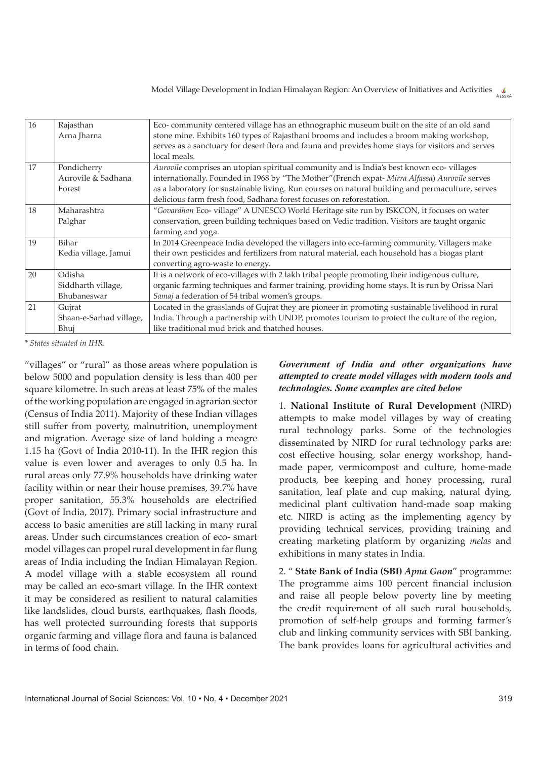| 16 | Rajasthan<br>Arna Jharna | Eco- community centered village has an ethnographic museum built on the site of an old sand stone mine. Exhibits 160 types of Rajasthani brooms and includes a broom making workshop, serves as a sanctuary for desert flora and fauna and provides home stays for visitors and serves local meals. |
|---|---|---|
| 17 | Pondicherry<br>Aurovile & Sadhana Forest | *Aurovile* comprises an utopian spiritual community and is India's best known eco- villages internationally. Founded in 1968 by "The Mother"(French expat- *Mirra Alfassa*) *Aurovile* serves as a laboratory for sustainable living. Run courses on natural building and permaculture, serves delicious farm fresh food, Sadhana forest focuses on reforestation. |
| 18 | Maharashtra<br>Palghar | "*Govardhan* Eco- village" A UNESCO World Heritage site run by ISKCON, it focuses on water conservation, green building techniques based on Vedic tradition. Visitors are taught organic farming and yoga. |
| 19 | Bihar<br>Kedia village, Jamui | In 2014 Greenpeace India developed the villagers into eco-farming community, Villagers make their own pesticides and fertilizers from natural material, each household has a biogas plant converting agro-waste to energy. |
| 20 | Odisha<br>Siddharth village, Bhubaneswar | It is a network of eco-villages with 2 lakh tribal people promoting their indigenous culture, organic farming techniques and farmer training, providing home stays. It is run by Orissa Nari *Samaj* a federation of 54 tribal women's groups. |
| 21 | Gujrat<br>Shaan-e-Sarhad village, Bhuj | Located in the grasslands of Gujrat they are pioneer in promoting sustainable livelihood in rural India. Through a partnership with UNDP, promotes tourism to protect the culture of the region, like traditional mud brick and thatched houses. |

*\* States situated in IHR.*

"villages" or "rural" as those areas where population is below 5000 and population density is less than 400 per square kilometre. In such areas at least 75% of the males of the working population are engaged in agrarian sector (Census of India 2011). Majority of these Indian villages still suffer from poverty, malnutrition, unemployment and migration. Average size of land holding a meagre 1.15 ha (Govt of India 2010-11). In the IHR region this value is even lower and averages to only 0.5 ha. In rural areas only 77.9% households have drinking water facility within or near their house premises, 39.7% have proper sanitation, 55.3% households are electrified (Govt of India, 2017). Primary social infrastructure and access to basic amenities are still lacking in many rural areas. Under such circumstances creation of eco- smart model villages can propel rural development in far flung areas of India including the Indian Himalayan Region. A model village with a stable ecosystem all round may be called an eco-smart village. In the IHR context it may be considered as resilient to natural calamities like landslides, cloud bursts, earthquakes, flash floods, has well protected surrounding forests that supports organic farming and village flora and fauna is balanced in terms of food chain.

***Government of India and other organizations have attempted to create model villages with modern tools and technologies. Some examples are cited below***

1. **National Institute of Rural Development** (NIRD) attempts to make model villages by way of creating rural technology parks. Some of the technologies disseminated by NIRD for rural technology parks are: cost effective housing, solar energy workshop, hand-made paper, vermicompost and culture, home-made products, bee keeping and honey processing, rural sanitation, leaf plate and cup making, natural dying, medicinal plant cultivation hand-made soap making etc. NIRD is acting as the implementing agency by providing technical services, providing training and creating marketing platform by organizing *melas* and exhibitions in many states in India.

2. " **State Bank of India (SBI)** *Apna Gaon*" programme: The programme aims 100 percent financial inclusion and raise all people below poverty line by meeting the credit requirement of all such rural households, promotion of self-help groups and forming farmer's club and linking community services with SBI banking. The bank provides loans for agricultural activities and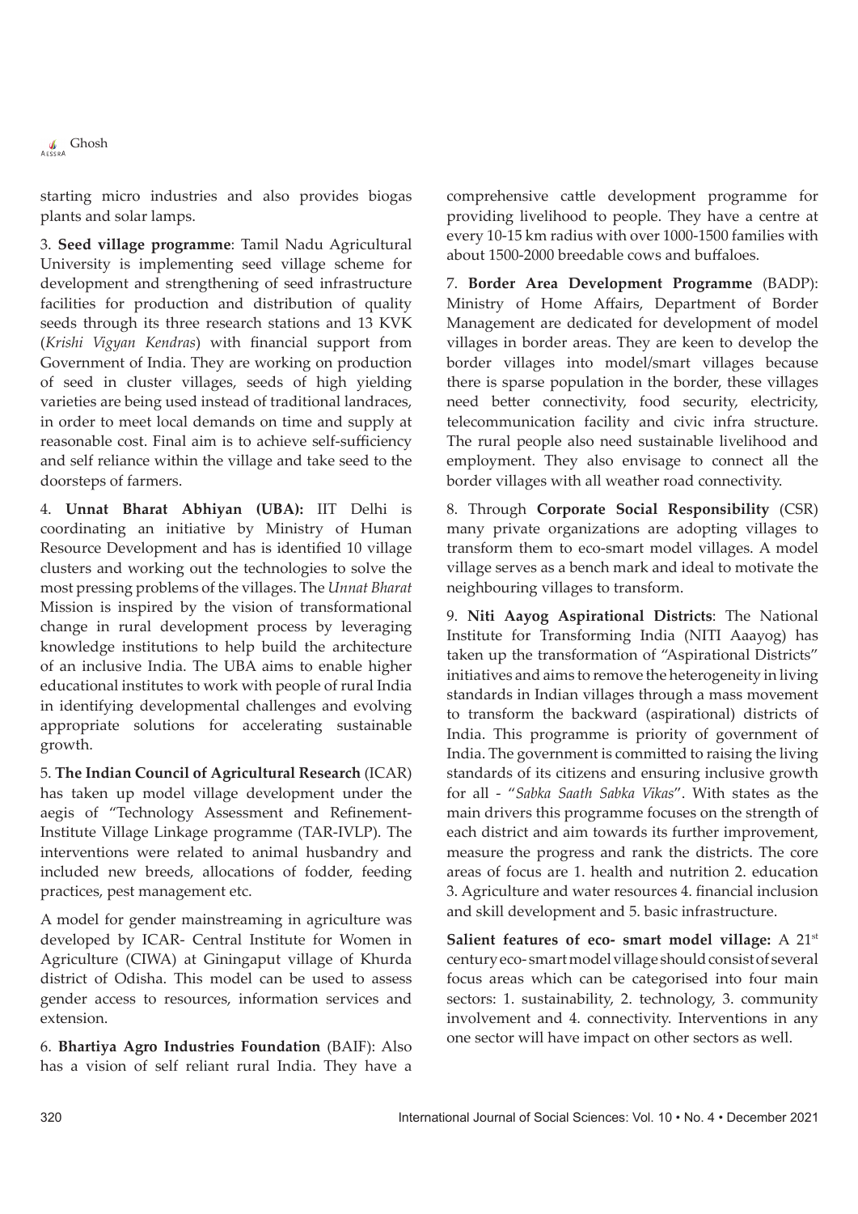starting micro industries and also provides biogas plants and solar lamps.

3. **Seed village programme**: Tamil Nadu Agricultural University is implementing seed village scheme for development and strengthening of seed infrastructure facilities for production and distribution of quality seeds through its three research stations and 13 KVK (*Krishi Vigyan Kendras*) with financial support from Government of India. They are working on production of seed in cluster villages, seeds of high yielding varieties are being used instead of traditional landraces, in order to meet local demands on time and supply at reasonable cost. Final aim is to achieve self-sufficiency and self reliance within the village and take seed to the doorsteps of farmers.

4. **Unnat Bharat Abhiyan (UBA):** IIT Delhi is coordinating an initiative by Ministry of Human Resource Development and has is identified 10 village clusters and working out the technologies to solve the most pressing problems of the villages. The *Unnat Bharat* Mission is inspired by the vision of transformational change in rural development process by leveraging knowledge institutions to help build the architecture of an inclusive India. The UBA aims to enable higher educational institutes to work with people of rural India in identifying developmental challenges and evolving appropriate solutions for accelerating sustainable growth.

5. **The Indian Council of Agricultural Research** (ICAR) has taken up model village development under the aegis of "Technology Assessment and Refinement-Institute Village Linkage programme (TAR-IVLP). The interventions were related to animal husbandry and included new breeds, allocations of fodder, feeding practices, pest management etc.

A model for gender mainstreaming in agriculture was developed by ICAR- Central Institute for Women in Agriculture (CIWA) at Giningaput village of Khurda district of Odisha. This model can be used to assess gender access to resources, information services and extension.

6. **Bhartiya Agro Industries Foundation** (BAIF): Also has a vision of self reliant rural India. They have a comprehensive cattle development programme for providing livelihood to people. They have a centre at every 10-15 km radius with over 1000-1500 families with about 1500-2000 breedable cows and buffaloes.

7. **Border Area Development Programme** (BADP): Ministry of Home Affairs, Department of Border Management are dedicated for development of model villages in border areas. They are keen to develop the border villages into model/smart villages because there is sparse population in the border, these villages need better connectivity, food security, electricity, telecommunication facility and civic infra structure. The rural people also need sustainable livelihood and employment. They also envisage to connect all the border villages with all weather road connectivity.

8. Through **Corporate Social Responsibility** (CSR) many private organizations are adopting villages to transform them to eco-smart model villages. A model village serves as a bench mark and ideal to motivate the neighbouring villages to transform.

9. **Niti Aayog Aspirational Districts**: The National Institute for Transforming India (NITI Aaayog) has taken up the transformation of "Aspirational Districts" initiatives and aims to remove the heterogeneity in living standards in Indian villages through a mass movement to transform the backward (aspirational) districts of India. This programme is priority of government of India. The government is committed to raising the living standards of its citizens and ensuring inclusive growth for all - "*Sabka Saath Sabka Vikas*". With states as the main drivers this programme focuses on the strength of each district and aim towards its further improvement, measure the progress and rank the districts. The core areas of focus are 1. health and nutrition 2. education 3. Agriculture and water resources 4. financial inclusion and skill development and 5. basic infrastructure.

**Salient features of eco- smart model village:** A 21st century eco- smart model village should consist of several focus areas which can be categorised into four main sectors: 1. sustainability, 2. technology, 3. community involvement and 4. connectivity. Interventions in any one sector will have impact on other sectors as well.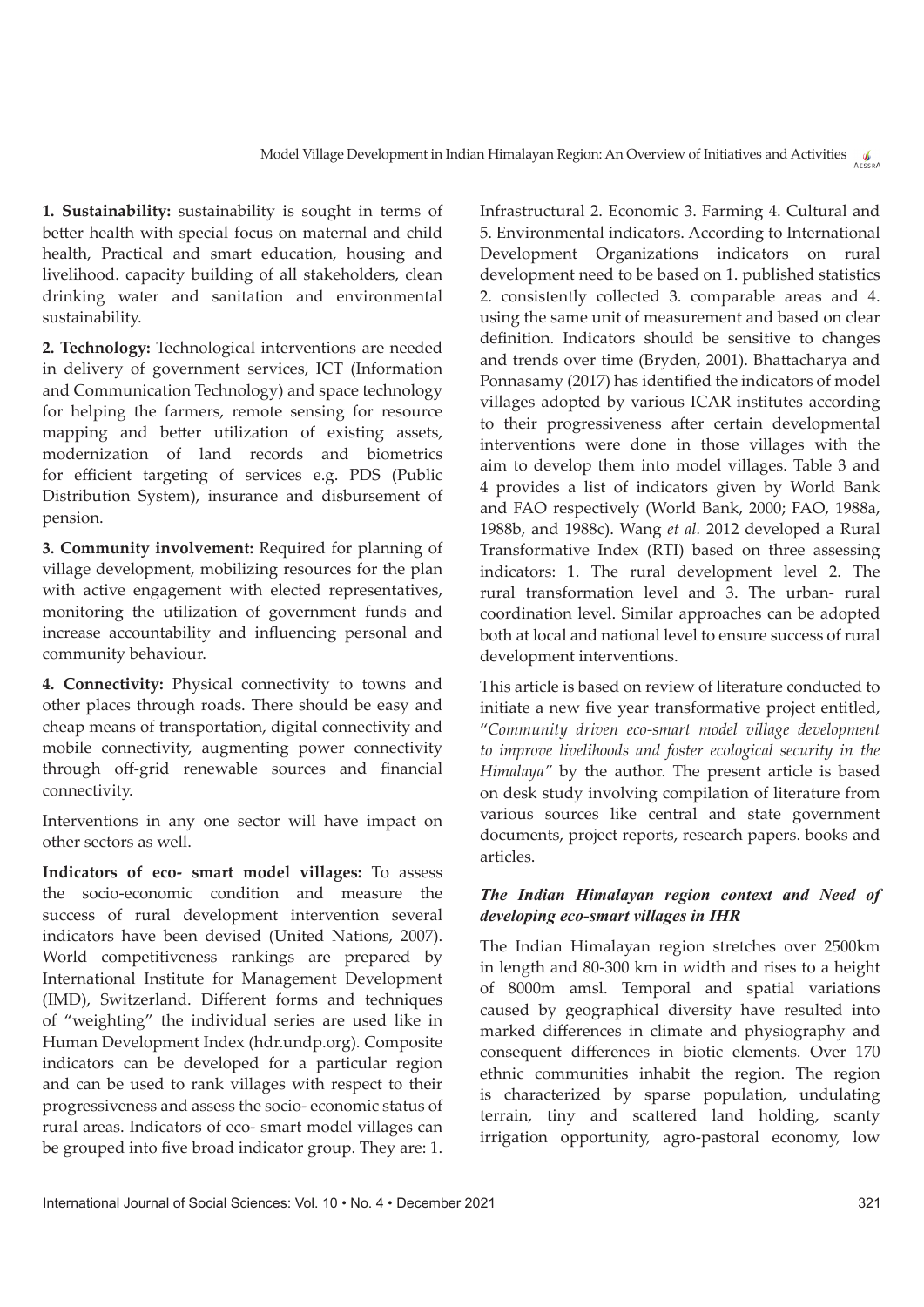**1. Sustainability:** sustainability is sought in terms of better health with special focus on maternal and child health, Practical and smart education, housing and livelihood. capacity building of all stakeholders, clean drinking water and sanitation and environmental sustainability.

**2. Technology:** Technological interventions are needed in delivery of government services, ICT (Information and Communication Technology) and space technology for helping the farmers, remote sensing for resource mapping and better utilization of existing assets, modernization of land records and biometrics for efficient targeting of services e.g. PDS (Public Distribution System), insurance and disbursement of pension.

**3. Community involvement:** Required for planning of village development, mobilizing resources for the plan with active engagement with elected representatives, monitoring the utilization of government funds and increase accountability and influencing personal and community behaviour.

**4. Connectivity:** Physical connectivity to towns and other places through roads. There should be easy and cheap means of transportation, digital connectivity and mobile connectivity, augmenting power connectivity through off-grid renewable sources and financial connectivity.

Interventions in any one sector will have impact on other sectors as well.

**Indicators of eco- smart model villages:** To assess the socio-economic condition and measure the success of rural development intervention several indicators have been devised (United Nations, 2007). World competitiveness rankings are prepared by International Institute for Management Development (IMD), Switzerland. Different forms and techniques of "weighting" the individual series are used like in Human Development Index (hdr.undp.org). Composite indicators can be developed for a particular region and can be used to rank villages with respect to their progressiveness and assess the socio- economic status of rural areas. Indicators of eco- smart model villages can be grouped into five broad indicator group. They are: 1. Infrastructural 2. Economic 3. Farming 4. Cultural and 5. Environmental indicators. According to International Development Organizations indicators on rural development need to be based on 1. published statistics 2. consistently collected 3. comparable areas and 4. using the same unit of measurement and based on clear definition. Indicators should be sensitive to changes and trends over time (Bryden, 2001). Bhattacharya and Ponnasamy (2017) has identified the indicators of model villages adopted by various ICAR institutes according to their progressiveness after certain developmental interventions were done in those villages with the aim to develop them into model villages. Table 3 and 4 provides a list of indicators given by World Bank and FAO respectively (World Bank, 2000; FAO, 1988a, 1988b, and 1988c). Wang *et al.* 2012 developed a Rural Transformative Index (RTI) based on three assessing indicators: 1. The rural development level 2. The rural transformation level and 3. The urban- rural coordination level. Similar approaches can be adopted both at local and national level to ensure success of rural development interventions.

This article is based on review of literature conducted to initiate a new five year transformative project entitled, "*Community driven eco-smart model village development to improve livelihoods and foster ecological security in the Himalaya"* by the author. The present article is based on desk study involving compilation of literature from various sources like central and state government documents, project reports, research papers. books and articles.

### *The Indian Himalayan region context and Need of developing eco-smart villages in IHR*

The Indian Himalayan region stretches over 2500km in length and 80-300 km in width and rises to a height of 8000m amsl. Temporal and spatial variations caused by geographical diversity have resulted into marked differences in climate and physiography and consequent differences in biotic elements. Over 170 ethnic communities inhabit the region. The region is characterized by sparse population, undulating terrain, tiny and scattered land holding, scanty irrigation opportunity, agro-pastoral economy, low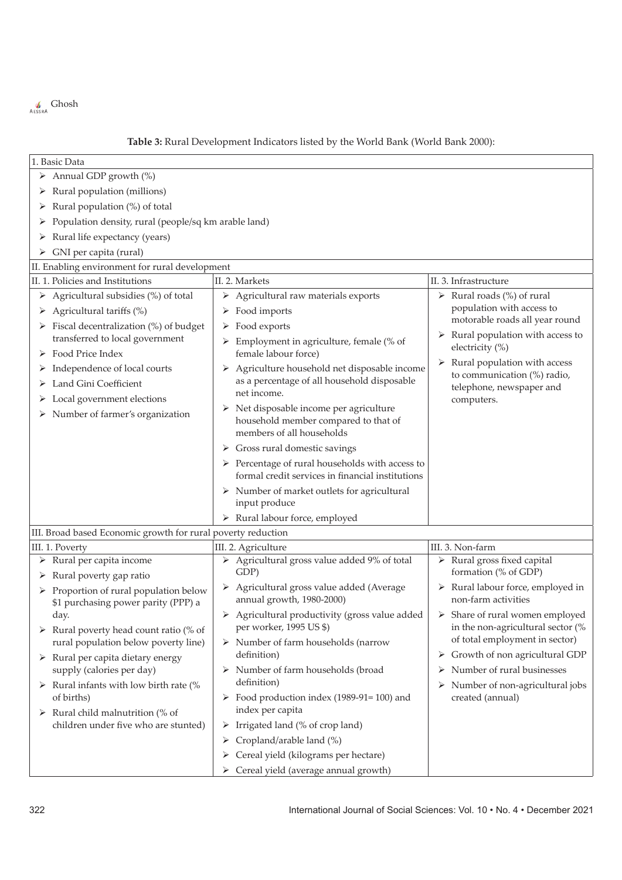**Table 3:** Rural Development Indicators listed by the World Bank (World Bank 2000):

| 1. Basic Data | | |
|---|---|---|
| ➢ Annual GDP growth (%)<br>➢ Rural population (millions)<br>➢ Rural population (%) of total<br>➢ Population density, rural (people/sq km arable land)<br>➢ Rural life expectancy (years)<br>➢ GNI per capita (rural) | | |
| **II. Enabling environment for rural development** | | |
| II. 1. Policies and Institutions | II. 2. Markets | II. 3. Infrastructure |
| ➢ Agricultural subsidies (%) of total<br>➢ Agricultural tariffs (%)<br>➢ Fiscal decentralization (%) of budget transferred to local government<br>➢ Food Price Index<br>➢ Independence of local courts<br>➢ Land Gini Coefficient<br>➢ Local government elections<br>➢ Number of farmer's organization | ➢ Agricultural raw materials exports<br>➢ Food imports<br>➢ Food exports<br>➢ Employment in agriculture, female (% of female labour force)<br>➢ Agriculture household net disposable income as a percentage of all household disposable net income.<br>➢ Net disposable income per agriculture household member compared to that of members of all households<br>➢ Gross rural domestic savings<br>➢ Percentage of rural households with access to formal credit services in financial institutions<br>➢ Number of market outlets for agricultural input produce<br>➢ Rural labour force, employed | ➢ Rural roads (%) of rural population with access to motorable roads all year round<br>➢ Rural population with access to electricity (%)<br>➢ Rural population with access to communication (%) radio, telephone, newspaper and computers. |
| **III. Broad based Economic growth for rural poverty reduction** | | |
| III. 1. Poverty | III. 2. Agriculture | III. 3. Non-farm |
| ➢ Rural per capita income<br>➢ Rural poverty gap ratio<br>➢ Proportion of rural population below $1 purchasing power parity (PPP) a day.<br>➢ Rural poverty head count ratio (% of rural population below poverty line)<br>➢ Rural per capita dietary energy supply (calories per day)<br>➢ Rural infants with low birth rate (% of births)<br>➢ Rural child malnutrition (% of children under five who are stunted) | ➢ Agricultural gross value added 9% of total GDP)<br>➢ Agricultural gross value added (Average annual growth, 1980-2000)<br>➢ Agricultural productivity (gross value added per worker, 1995 US $)<br>➢ Number of farm households (narrow definition)<br>➢ Number of farm households (broad definition)<br>➢ Food production index (1989-91= 100) and index per capita<br>➢ Irrigated land (% of crop land)<br>➢ Cropland/arable land (%)<br>➢ Cereal yield (kilograms per hectare)<br>➢ Cereal yield (average annual growth) | ➢ Rural gross fixed capital formation (% of GDP)<br>➢ Rural labour force, employed in non-farm activities<br>➢ Share of rural women employed in the non-agricultural sector (% of total employment in sector)<br>➢ Growth of non agricultural GDP<br>➢ Number of rural businesses<br>➢ Number of non-agricultural jobs created (annual) |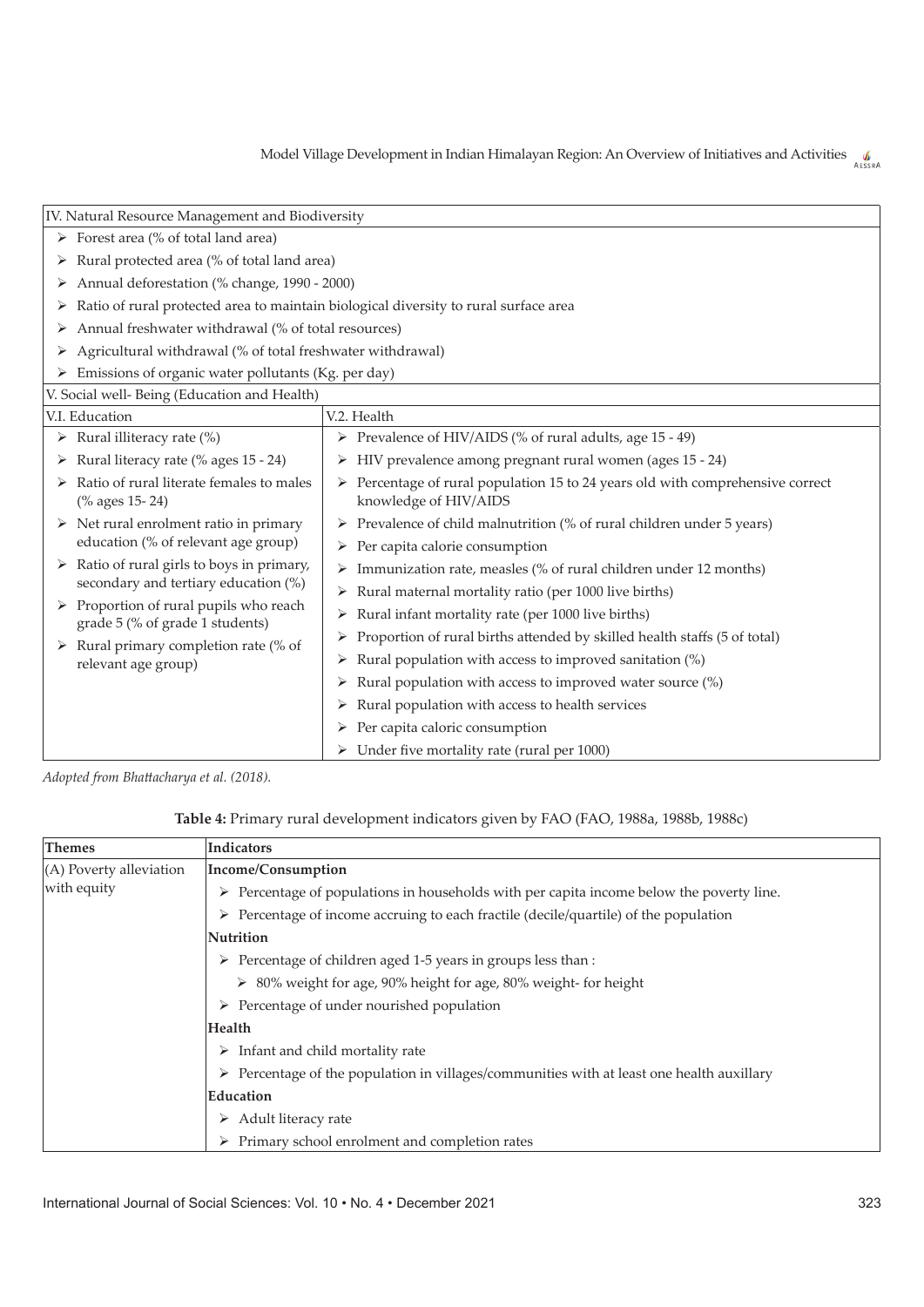| IV. Natural Resource Management and Biodiversity | |
|---|---|
| ➢ Forest area (% of total land area)<br>➢ Rural protected area (% of total land area)<br>➢ Annual deforestation (% change, 1990 - 2000)<br>➢ Ratio of rural protected area to maintain biological diversity to rural surface area<br>➢ Annual freshwater withdrawal (% of total resources)<br>➢ Agricultural withdrawal (% of total freshwater withdrawal)<br>➢ Emissions of organic water pollutants (Kg. per day) | |
| V. Social well- Being (Education and Health) | |
| V.I. Education | V.2. Health |
| ➢ Rural illiteracy rate (%)<br>➢ Rural literacy rate (% ages 15 - 24)<br>➢ Ratio of rural literate females to males (% ages 15- 24)<br>➢ Net rural enrolment ratio in primary education (% of relevant age group)<br>➢ Ratio of rural girls to boys in primary, secondary and tertiary education (%)<br>➢ Proportion of rural pupils who reach grade 5 (% of grade 1 students)<br>➢ Rural primary completion rate (% of relevant age group) | ➢ Prevalence of HIV/AIDS (% of rural adults, age 15 - 49)<br>➢ HIV prevalence among pregnant rural women (ages 15 - 24)<br>➢ Percentage of rural population 15 to 24 years old with comprehensive correct knowledge of HIV/AIDS<br>➢ Prevalence of child malnutrition (% of rural children under 5 years)<br>➢ Per capita calorie consumption<br>➢ Immunization rate, measles (% of rural children under 12 months)<br>➢ Rural maternal mortality ratio (per 1000 live births)<br>➢ Rural infant mortality rate (per 1000 live births)<br>➢ Proportion of rural births attended by skilled health staffs (5 of total)<br>➢ Rural population with access to improved sanitation (%)<br>➢ Rural population with access to improved water source (%)<br>➢ Rural population with access to health services<br>➢ Per capita caloric consumption<br>➢ Under five mortality rate (rural per 1000) |

*Adopted from Bhattacharya et al. (2018).*

**Table 4:** Primary rural development indicators given by FAO (FAO, 1988a, 1988b, 1988c)

| Themes | Indicators |
|---|---|
| (A) Poverty alleviation with equity | **Income/Consumption**<br>➢ Percentage of populations in households with per capita income below the poverty line.<br>➢ Percentage of income accruing to each fractile (decile/quartile) of the population<br>**Nutrition**<br>➢ Percentage of children aged 1-5 years in groups less than :<br>&nbsp;&nbsp;&nbsp;&nbsp;➢ 80% weight for age, 90% height for age, 80% weight- for height<br>➢ Percentage of under nourished population<br>**Health**<br>➢ Infant and child mortality rate<br>➢ Percentage of the population in villages/communities with at least one health auxillary<br>**Education**<br>➢ Adult literacy rate<br>➢ Primary school enrolment and completion rates |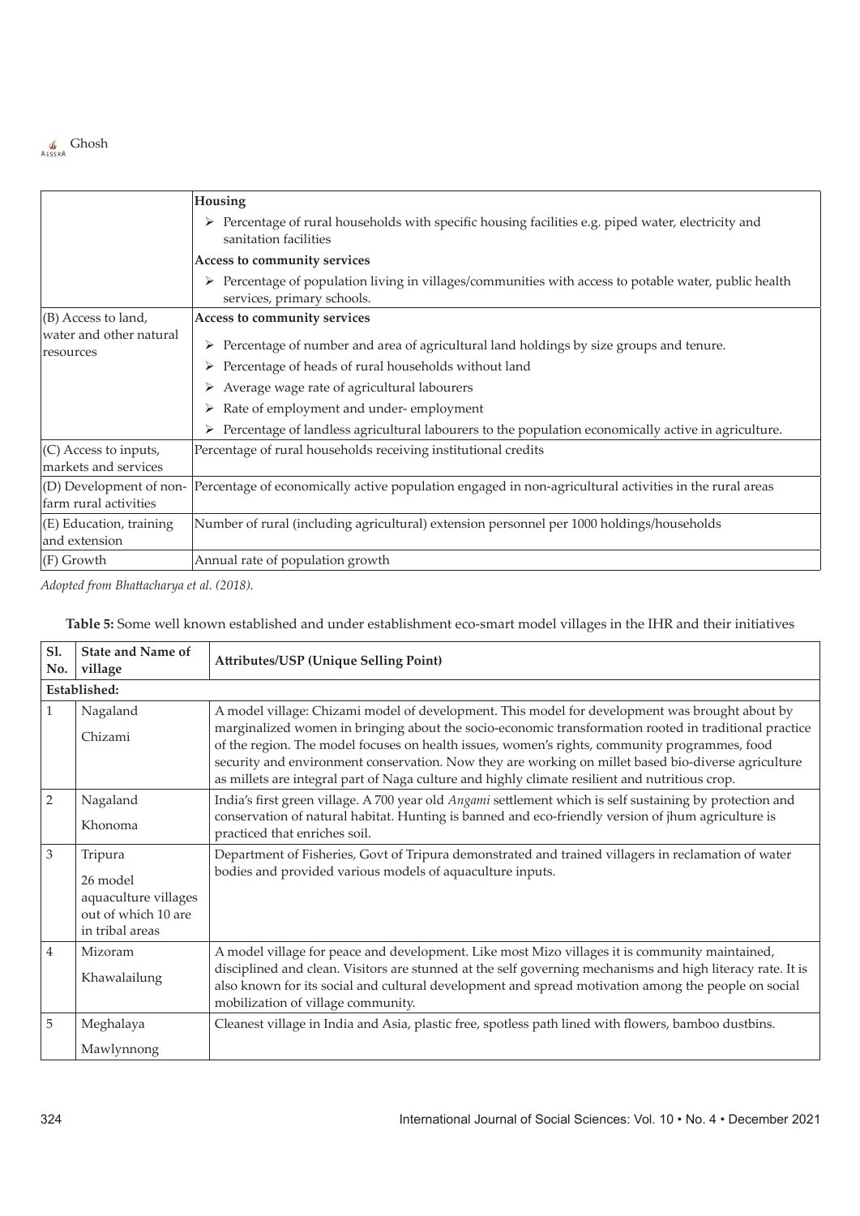| | **Housing** |
|---|---|
| | ➢ Percentage of rural households with specific housing facilities e.g. piped water, electricity and sanitation facilities |
| | **Access to community services** |
| | ➢ Percentage of population living in villages/communities with access to potable water, public health services, primary schools. |
| (B) Access to land, water and other natural resources | **Access to community services**<br>➢ Percentage of number and area of agricultural land holdings by size groups and tenure.<br>➢ Percentage of heads of rural households without land<br>➢ Average wage rate of agricultural labourers<br>➢ Rate of employment and under- employment<br>➢ Percentage of landless agricultural labourers to the population economically active in agriculture. |
| (C) Access to inputs, markets and services | Percentage of rural households receiving institutional credits |
| (D) Development of non-farm rural activities | Percentage of economically active population engaged in non-agricultural activities in the rural areas |
| (E) Education, training and extension | Number of rural (including agricultural) extension personnel per 1000 holdings/households |
| (F) Growth | Annual rate of population growth |

*Adopted from Bhattacharya et al. (2018).*

**Table 5:** Some well known established and under establishment eco-smart model villages in the IHR and their initiatives

| Sl. No. | State and Name of village | Attributes/USP (Unique Selling Point) |
|---|---|---|
| **Established:** | | |
| 1 | Nagaland<br>Chizami | A model village: Chizami model of development. This model for development was brought about by marginalized women in bringing about the socio-economic transformation rooted in traditional practice of the region. The model focuses on health issues, women's rights, community programmes, food security and environment conservation. Now they are working on millet based bio-diverse agriculture as millets are integral part of Naga culture and highly climate resilient and nutritious crop. |
| 2 | Nagaland<br>Khonoma | India's first green village. A 700 year old *Angami* settlement which is self sustaining by protection and conservation of natural habitat. Hunting is banned and eco-friendly version of jhum agriculture is practiced that enriches soil. |
| 3 | Tripura<br>26 model aquaculture villages out of which 10 are in tribal areas | Department of Fisheries, Govt of Tripura demonstrated and trained villagers in reclamation of water bodies and provided various models of aquaculture inputs. |
| 4 | Mizoram<br>Khawalailung | A model village for peace and development. Like most Mizo villages it is community maintained, disciplined and clean. Visitors are stunned at the self governing mechanisms and high literacy rate. It is also known for its social and cultural development and spread motivation among the people on social mobilization of village community. |
| 5 | Meghalaya<br>Mawlynnong | Cleanest village in India and Asia, plastic free, spotless path lined with flowers, bamboo dustbins. |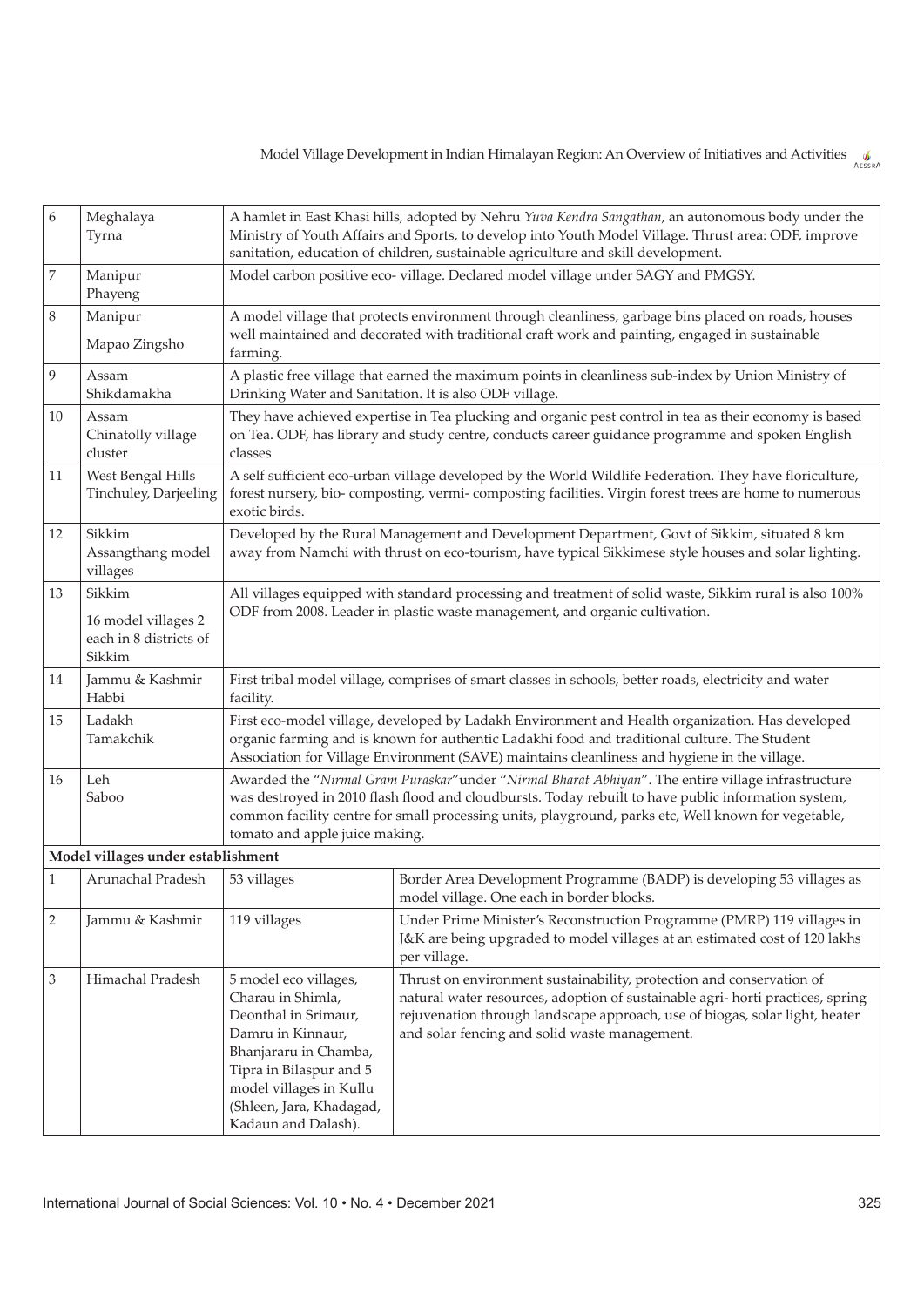| | | |
|---|---|---|
| 6 | Meghalaya<br>Tyrna | A hamlet in East Khasi hills, adopted by Nehru *Yuva Kendra Sangathan*, an autonomous body under the Ministry of Youth Affairs and Sports, to develop into Youth Model Village. Thrust area: ODF, improve sanitation, education of children, sustainable agriculture and skill development. |
| 7 | Manipur<br>Phayeng | Model carbon positive eco- village. Declared model village under SAGY and PMGSY. |
| 8 | Manipur<br>Mapao Zingsho | A model village that protects environment through cleanliness, garbage bins placed on roads, houses well maintained and decorated with traditional craft work and painting, engaged in sustainable farming. |
| 9 | Assam<br>Shikdamakha | A plastic free village that earned the maximum points in cleanliness sub-index by Union Ministry of Drinking Water and Sanitation. It is also ODF village. |
| 10 | Assam<br>Chinatolly village cluster | They have achieved expertise in Tea plucking and organic pest control in tea as their economy is based on Tea. ODF, has library and study centre, conducts career guidance programme and spoken English classes |
| 11 | West Bengal Hills<br>Tinchuley, Darjeeling | A self sufficient eco-urban village developed by the World Wildlife Federation. They have floriculture, forest nursery, bio- composting, vermi- composting facilities. Virgin forest trees are home to numerous exotic birds. |
| 12 | Sikkim<br>Assangthang model villages | Developed by the Rural Management and Development Department, Govt of Sikkim, situated 8 km away from Namchi with thrust on eco-tourism, have typical Sikkimese style houses and solar lighting. |
| 13 | Sikkim<br>16 model villages 2 each in 8 districts of Sikkim | All villages equipped with standard processing and treatment of solid waste, Sikkim rural is also 100% ODF from 2008. Leader in plastic waste management, and organic cultivation. |
| 14 | Jammu & Kashmir<br>Habbi | First tribal model village, comprises of smart classes in schools, better roads, electricity and water facility. |
| 15 | Ladakh<br>Tamakchik | First eco-model village, developed by Ladakh Environment and Health organization. Has developed organic farming and is known for authentic Ladakhi food and traditional culture. The Student Association for Village Environment (SAVE) maintains cleanliness and hygiene in the village. |
| 16 | Leh<br>Saboo | Awarded the "*Nirmal Gram Puraskar*"under "*Nirmal Bharat Abhiyan*". The entire village infrastructure was destroyed in 2010 flash flood and cloudbursts. Today rebuilt to have public information system, common facility centre for small processing units, playground, parks etc, Well known for vegetable, tomato and apple juice making. |

**Model villages under establishment**

| | | | |
|---|---|---|---|
| 1 | Arunachal Pradesh | 53 villages | Border Area Development Programme (BADP) is developing 53 villages as model village. One each in border blocks. |
| 2 | Jammu & Kashmir | 119 villages | Under Prime Minister's Reconstruction Programme (PMRP) 119 villages in J&K are being upgraded to model villages at an estimated cost of 120 lakhs per village. |
| 3 | Himachal Pradesh | 5 model eco villages, Charau in Shimla, Deonthal in Srimaur, Damru in Kinnaur, Bhanjararu in Chamba, Tipra in Bilaspur and 5 model villages in Kullu (Shleen, Jara, Khadagad, Kadaun and Dalash). | Thrust on environment sustainability, protection and conservation of natural water resources, adoption of sustainable agri- horti practices, spring rejuvenation through landscape approach, use of biogas, solar light, heater and solar fencing and solid waste management. |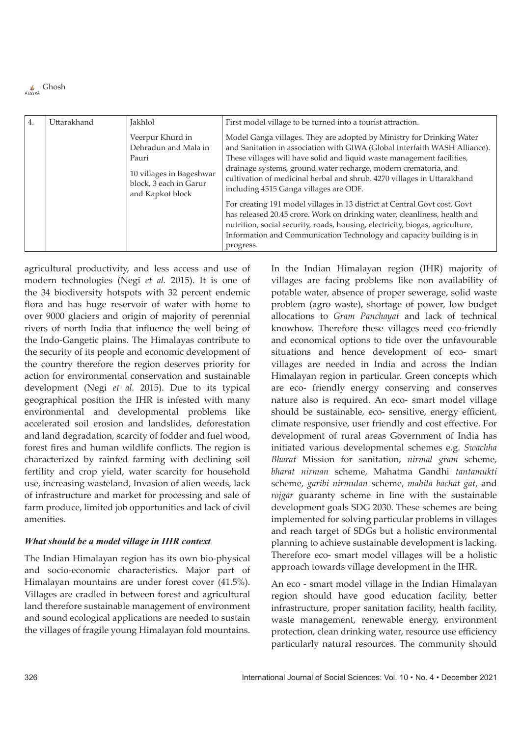| 4. | Uttarakhand | Jakhlol | First model village to be turned into a tourist attraction. |
|---|---|---|---|
| | | Veerpur Khurd in Dehradun and Mala in Pauri | Model Ganga villages. They are adopted by Ministry for Drinking Water and Sanitation in association with GIWA (Global Interfaith WASH Alliance). These villages will have solid and liquid waste management facilities, drainage systems, ground water recharge, modern crematoria, and cultivation of medicinal herbal and shrub. 4270 villages in Uttarakhand including 4515 Ganga villages are ODF. |
| | | 10 villages in Bageshwar block, 3 each in Garur and Kapkot block | For creating 191 model villages in 13 district at Central Govt cost. Govt has released 20.45 crore. Work on drinking water, cleanliness, health and nutrition, social security, roads, housing, electricity, biogas, agriculture, Information and Communication Technology and capacity building is in progress. |

agricultural productivity, and less access and use of modern technologies (Negi *et al.* 2015). It is one of the 34 biodiversity hotspots with 32 percent endemic flora and has huge reservoir of water with home to over 9000 glaciers and origin of majority of perennial rivers of north India that influence the well being of the Indo-Gangetic plains. The Himalayas contribute to the security of its people and economic development of the country therefore the region deserves priority for action for environmental conservation and sustainable development (Negi *et al.* 2015). Due to its typical geographical position the IHR is infested with many environmental and developmental problems like accelerated soil erosion and landslides, deforestation and land degradation, scarcity of fodder and fuel wood, forest fires and human wildlife conflicts. The region is characterized by rainfed farming with declining soil fertility and crop yield, water scarcity for household use, increasing wasteland, Invasion of alien weeds, lack of infrastructure and market for processing and sale of farm produce, limited job opportunities and lack of civil amenities.

### *What should be a model village in IHR context*

The Indian Himalayan region has its own bio-physical and socio-economic characteristics. Major part of Himalayan mountains are under forest cover (41.5%). Villages are cradled in between forest and agricultural land therefore sustainable management of environment and sound ecological applications are needed to sustain the villages of fragile young Himalayan fold mountains.

In the Indian Himalayan region (IHR) majority of villages are facing problems like non availability of potable water, absence of proper sewerage, solid waste problem (agro waste), shortage of power, low budget allocations to *Gram Panchayat* and lack of technical knowhow. Therefore these villages need eco-friendly and economical options to tide over the unfavourable situations and hence development of eco- smart villages are needed in India and across the Indian Himalayan region in particular. Green concepts which are eco- friendly energy conserving and conserves nature also is required. An eco- smart model village should be sustainable, eco- sensitive, energy efficient, climate responsive, user friendly and cost effective. For development of rural areas Government of India has initiated various developmental schemes e.g. *Swachha Bharat* Mission for sanitation, *nirmal gram* scheme, *bharat nirman* scheme, Mahatma Gandhi *tantamukti* scheme, *garibi nirmulan* scheme, *mahila bachat gat*, and *rojgar* guaranty scheme in line with the sustainable development goals SDG 2030. These schemes are being implemented for solving particular problems in villages and reach target of SDGs but a holistic environmental planning to achieve sustainable development is lacking. Therefore eco- smart model villages will be a holistic approach towards village development in the IHR.

An eco - smart model village in the Indian Himalayan region should have good education facility, better infrastructure, proper sanitation facility, health facility, waste management, renewable energy, environment protection, clean drinking water, resource use efficiency particularly natural resources. The community should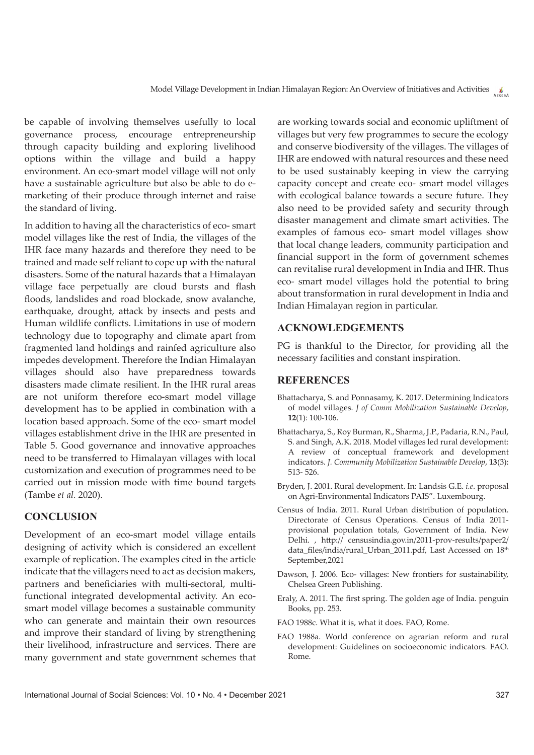be capable of involving themselves usefully to local governance process, encourage entrepreneurship through capacity building and exploring livelihood options within the village and build a happy environment. An eco-smart model village will not only have a sustainable agriculture but also be able to do e-marketing of their produce through internet and raise the standard of living.

In addition to having all the characteristics of eco- smart model villages like the rest of India, the villages of the IHR face many hazards and therefore they need to be trained and made self reliant to cope up with the natural disasters. Some of the natural hazards that a Himalayan village face perpetually are cloud bursts and flash floods, landslides and road blockade, snow avalanche, earthquake, drought, attack by insects and pests and Human wildlife conflicts. Limitations in use of modern technology due to topography and climate apart from fragmented land holdings and rainfed agriculture also impedes development. Therefore the Indian Himalayan villages should also have preparedness towards disasters made climate resilient. In the IHR rural areas are not uniform therefore eco-smart model village development has to be applied in combination with a location based approach. Some of the eco- smart model villages establishment drive in the IHR are presented in Table 5. Good governance and innovative approaches need to be transferred to Himalayan villages with local customization and execution of programmes need to be carried out in mission mode with time bound targets (Tambe *et al.* 2020).

## CONCLUSION

Development of an eco-smart model village entails designing of activity which is considered an excellent example of replication. The examples cited in the article indicate that the villagers need to act as decision makers, partners and beneficiaries with multi-sectoral, multi-functional integrated developmental activity. An eco-smart model village becomes a sustainable community who can generate and maintain their own resources and improve their standard of living by strengthening their livelihood, infrastructure and services. There are many government and state government schemes that are working towards social and economic upliftment of villages but very few programmes to secure the ecology and conserve biodiversity of the villages. The villages of IHR are endowed with natural resources and these need to be used sustainably keeping in view the carrying capacity concept and create eco- smart model villages with ecological balance towards a secure future. They also need to be provided safety and security through disaster management and climate smart activities. The examples of famous eco- smart model villages show that local change leaders, community participation and financial support in the form of government schemes can revitalise rural development in India and IHR. Thus eco- smart model villages hold the potential to bring about transformation in rural development in India and Indian Himalayan region in particular.

## ACKNOWLEDGEMENTS

PG is thankful to the Director, for providing all the necessary facilities and constant inspiration.

## REFERENCES

Bhattacharya, S. and Ponnasamy, K. 2017. Determining Indicators of model villages. *J of Comm Mobilization Sustainable Develop*, **12**(1): 100-106.

Bhattacharya, S., Roy Burman, R., Sharma, J.P., Padaria, R.N., Paul, S. and Singh, A.K. 2018. Model villages led rural development: A review of conceptual framework and development indicators. *J. Community Mobilization Sustainable Develop*, **13**(3): 513- 526.

Bryden, J. 2001. Rural development. In: Landsis G.E. *i.e*. proposal on Agri-Environmental Indicators PAIS". Luxembourg.

Census of India. 2011. Rural Urban distribution of population. Directorate of Census Operations. Census of India 2011- provisional population totals, Government of India. New Delhi. , http:// censusindia.gov.in/2011-prov-results/paper2/data_files/india/rural_Urban_2011.pdf, Last Accessed on 18th September,2021

Dawson, J. 2006. Eco- villages: New frontiers for sustainability, Chelsea Green Publishing.

Eraly, A. 2011. The first spring. The golden age of India. penguin Books, pp. 253.

FAO 1988c. What it is, what it does. FAO, Rome.

FAO 1988a. World conference on agrarian reform and rural development: Guidelines on socioeconomic indicators. FAO. Rome.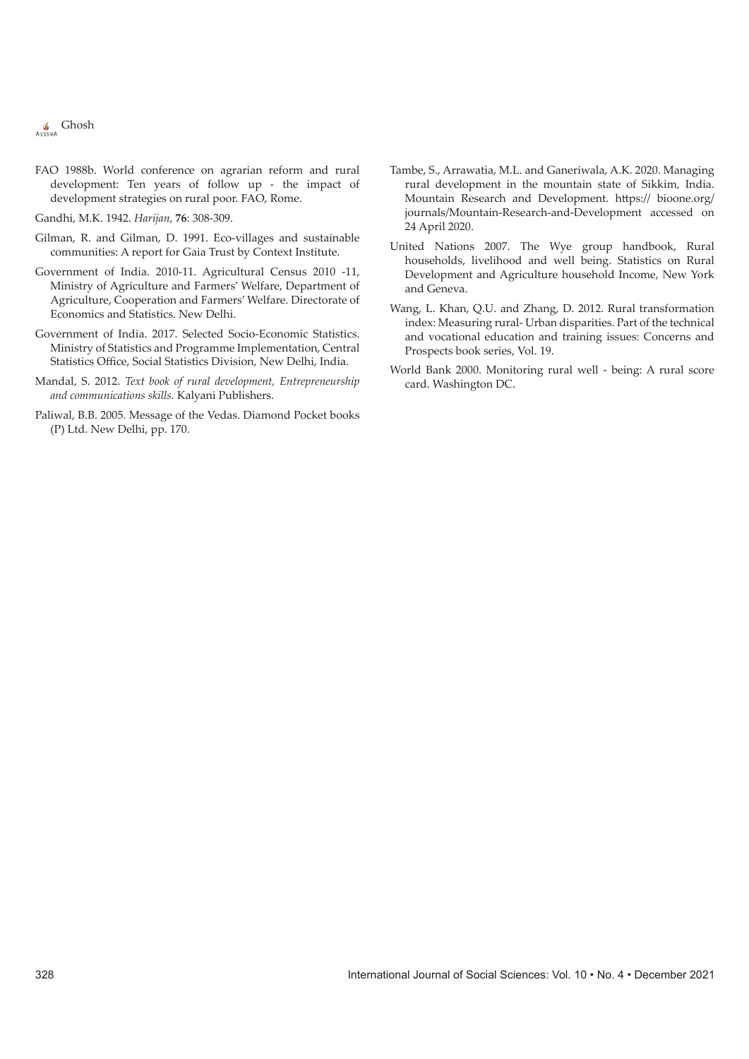FAO 1988b. World conference on agrarian reform and rural development: Ten years of follow up - the impact of development strategies on rural poor. FAO, Rome.

Gandhi, M.K. 1942. *Harijan*, **76**: 308-309.

Gilman, R. and Gilman, D. 1991. Eco-villages and sustainable communities: A report for Gaia Trust by Context Institute.

Government of India. 2010-11. Agricultural Census 2010 -11, Ministry of Agriculture and Farmers' Welfare, Department of Agriculture, Cooperation and Farmers' Welfare. Directorate of Economics and Statistics. New Delhi.

Government of India. 2017. Selected Socio-Economic Statistics. Ministry of Statistics and Programme Implementation, Central Statistics Office, Social Statistics Division, New Delhi, India.

Mandal, S. 2012. *Text book of rural development, Entrepreneurship and communications skills.* Kalyani Publishers.

Paliwal, B.B. 2005. Message of the Vedas. Diamond Pocket books (P) Ltd. New Delhi, pp. 170.

Tambe, S., Arrawatia, M.L. and Ganeriwala, A.K. 2020. Managing rural development in the mountain state of Sikkim, India. Mountain Research and Development. https:// bioone.org/journals/Mountain-Research-and-Development accessed on 24 April 2020.

United Nations 2007. The Wye group handbook, Rural households, livelihood and well being. Statistics on Rural Development and Agriculture household Income, New York and Geneva.

Wang, L. Khan, Q.U. and Zhang, D. 2012. Rural transformation index: Measuring rural- Urban disparities. Part of the technical and vocational education and training issues: Concerns and Prospects book series, Vol. 19.

World Bank 2000. Monitoring rural well - being: A rural score card. Washington DC.